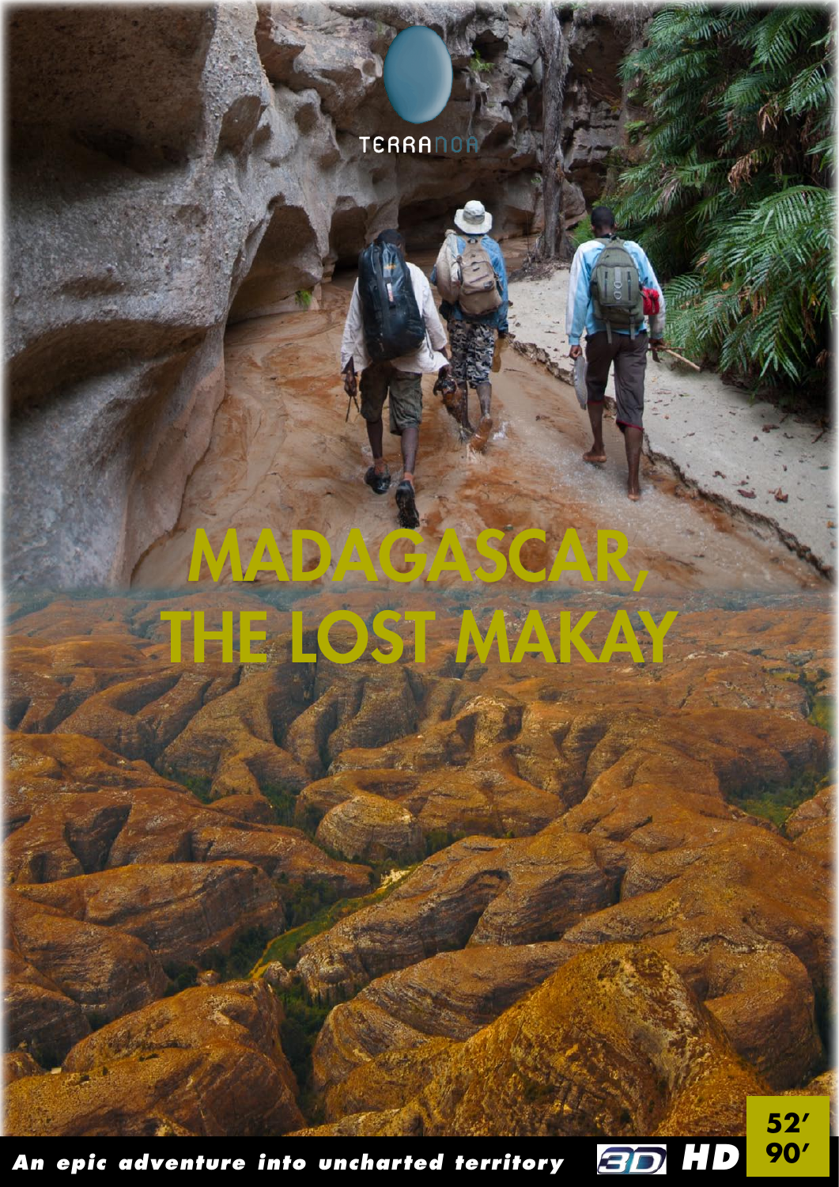TERRANOA

# MADAGASCAR, THE LOST MAKAY

***An epic adventure into uncharted territory***

3D HD

52′
90′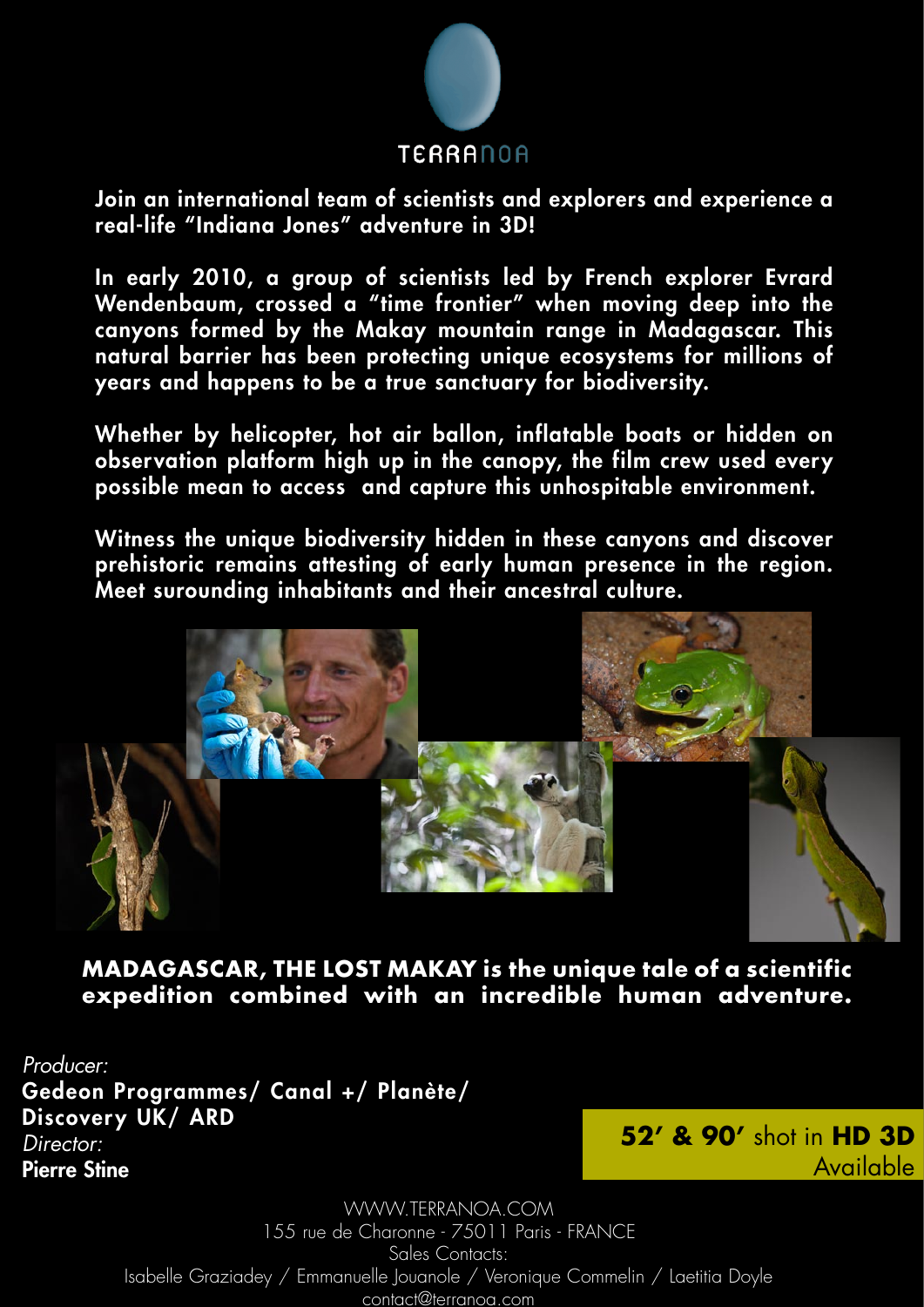TERRANOA

**Join an international team of scientists and explorers and experience a real-life "Indiana Jones" adventure in 3D!**

**In early 2010, a group of scientists led by French explorer Evrard Wendenbaum, crossed a "time frontier" when moving deep into the canyons formed by the Makay mountain range in Madagascar. This natural barrier has been protecting unique ecosystems for millions of years and happens to be a true sanctuary for biodiversity.**

**Whether by helicopter, hot air ballon, inflatable boats or hidden on observation platform high up in the canopy, the film crew used every possible mean to access and capture this unhospitable environment.**

**Witness the unique biodiversity hidden in these canyons and discover prehistoric remains attesting of early human presence in the region. Meet surounding inhabitants and their ancestral culture.**

**MADAGASCAR, THE LOST MAKAY is the unique tale of a scientific expedition combined with an incredible human adventure.**

*Producer:*
**Gedeon Programmes/ Canal +/ Planète/ Discovery UK/ ARD**
*Director:*
**Pierre Stine**

**52' & 90'** shot in **HD 3D**
Available

WWW.TERRANOA.COM
155 rue de Charonne - 75011 Paris - FRANCE
Sales Contacts:
Isabelle Graziadey / Emmanuelle Jouanole / Veronique Commelin / Laetitia Doyle
contact@terranoa.com